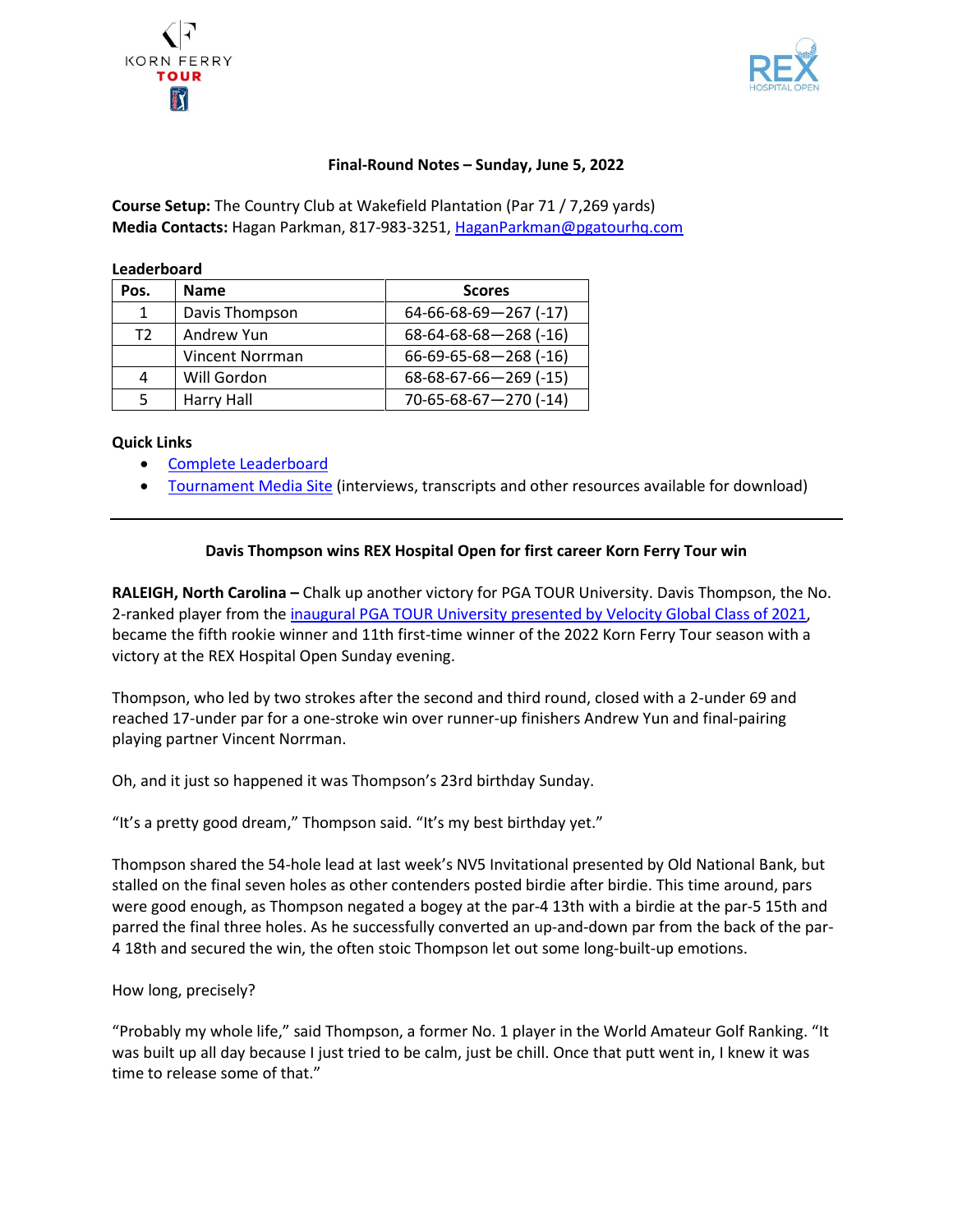**Final-Round Notes – Sunday, June 5, 2022**

**Course Setup:** The Country Club at Wakefield Plantation (Par 71 / 7,269 yards)
**Media Contacts:** Hagan Parkman, 817-983-3251, HaganParkman@pgatourhq.com

**Leaderboard**

| Pos. | Name | Scores |
|---|---|---|
| 1 | Davis Thompson | 64-66-68-69—267 (-17) |
| T2 | Andrew Yun | 68-64-68-68—268 (-16) |
| | Vincent Norrman | 66-69-65-68—268 (-16) |
| 4 | Will Gordon | 68-68-67-66—269 (-15) |
| 5 | Harry Hall | 70-65-68-67—270 (-14) |

**Quick Links**

- Complete Leaderboard
- Tournament Media Site (interviews, transcripts and other resources available for download)

---

**Davis Thompson wins REX Hospital Open for first career Korn Ferry Tour win**

**RALEIGH, North Carolina –** Chalk up another victory for PGA TOUR University. Davis Thompson, the No. 2-ranked player from the inaugural PGA TOUR University presented by Velocity Global Class of 2021, became the fifth rookie winner and 11th first-time winner of the 2022 Korn Ferry Tour season with a victory at the REX Hospital Open Sunday evening.

Thompson, who led by two strokes after the second and third round, closed with a 2-under 69 and reached 17-under par for a one-stroke win over runner-up finishers Andrew Yun and final-pairing playing partner Vincent Norrman.

Oh, and it just so happened it was Thompson's 23rd birthday Sunday.

"It's a pretty good dream," Thompson said. "It's my best birthday yet."

Thompson shared the 54-hole lead at last week's NV5 Invitational presented by Old National Bank, but stalled on the final seven holes as other contenders posted birdie after birdie. This time around, pars were good enough, as Thompson negated a bogey at the par-4 13th with a birdie at the par-5 15th and parred the final three holes. As he successfully converted an up-and-down par from the back of the par-4 18th and secured the win, the often stoic Thompson let out some long-built-up emotions.

How long, precisely?

"Probably my whole life," said Thompson, a former No. 1 player in the World Amateur Golf Ranking. "It was built up all day because I just tried to be calm, just be chill. Once that putt went in, I knew it was time to release some of that."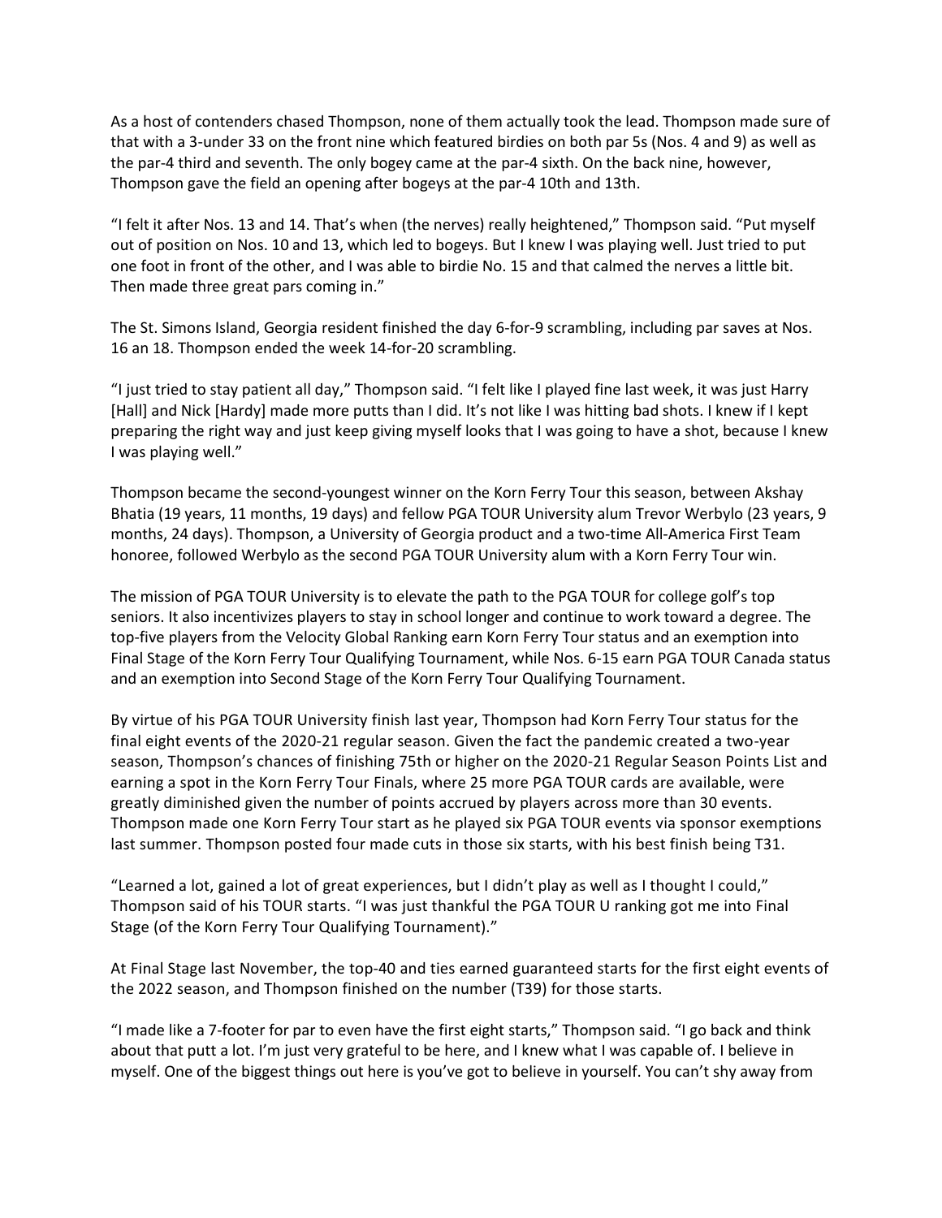As a host of contenders chased Thompson, none of them actually took the lead. Thompson made sure of that with a 3-under 33 on the front nine which featured birdies on both par 5s (Nos. 4 and 9) as well as the par-4 third and seventh. The only bogey came at the par-4 sixth. On the back nine, however, Thompson gave the field an opening after bogeys at the par-4 10th and 13th.

"I felt it after Nos. 13 and 14. That's when (the nerves) really heightened," Thompson said. "Put myself out of position on Nos. 10 and 13, which led to bogeys. But I knew I was playing well. Just tried to put one foot in front of the other, and I was able to birdie No. 15 and that calmed the nerves a little bit. Then made three great pars coming in."

The St. Simons Island, Georgia resident finished the day 6-for-9 scrambling, including par saves at Nos. 16 an 18. Thompson ended the week 14-for-20 scrambling.

"I just tried to stay patient all day," Thompson said. "I felt like I played fine last week, it was just Harry [Hall] and Nick [Hardy] made more putts than I did. It's not like I was hitting bad shots. I knew if I kept preparing the right way and just keep giving myself looks that I was going to have a shot, because I knew I was playing well."

Thompson became the second-youngest winner on the Korn Ferry Tour this season, between Akshay Bhatia (19 years, 11 months, 19 days) and fellow PGA TOUR University alum Trevor Werbylo (23 years, 9 months, 24 days). Thompson, a University of Georgia product and a two-time All-America First Team honoree, followed Werbylo as the second PGA TOUR University alum with a Korn Ferry Tour win.

The mission of PGA TOUR University is to elevate the path to the PGA TOUR for college golf's top seniors. It also incentivizes players to stay in school longer and continue to work toward a degree. The top-five players from the Velocity Global Ranking earn Korn Ferry Tour status and an exemption into Final Stage of the Korn Ferry Tour Qualifying Tournament, while Nos. 6-15 earn PGA TOUR Canada status and an exemption into Second Stage of the Korn Ferry Tour Qualifying Tournament.

By virtue of his PGA TOUR University finish last year, Thompson had Korn Ferry Tour status for the final eight events of the 2020-21 regular season. Given the fact the pandemic created a two-year season, Thompson's chances of finishing 75th or higher on the 2020-21 Regular Season Points List and earning a spot in the Korn Ferry Tour Finals, where 25 more PGA TOUR cards are available, were greatly diminished given the number of points accrued by players across more than 30 events. Thompson made one Korn Ferry Tour start as he played six PGA TOUR events via sponsor exemptions last summer. Thompson posted four made cuts in those six starts, with his best finish being T31.

"Learned a lot, gained a lot of great experiences, but I didn't play as well as I thought I could," Thompson said of his TOUR starts. "I was just thankful the PGA TOUR U ranking got me into Final Stage (of the Korn Ferry Tour Qualifying Tournament)."

At Final Stage last November, the top-40 and ties earned guaranteed starts for the first eight events of the 2022 season, and Thompson finished on the number (T39) for those starts.

"I made like a 7-footer for par to even have the first eight starts," Thompson said. "I go back and think about that putt a lot. I'm just very grateful to be here, and I knew what I was capable of. I believe in myself. One of the biggest things out here is you've got to believe in yourself. You can't shy away from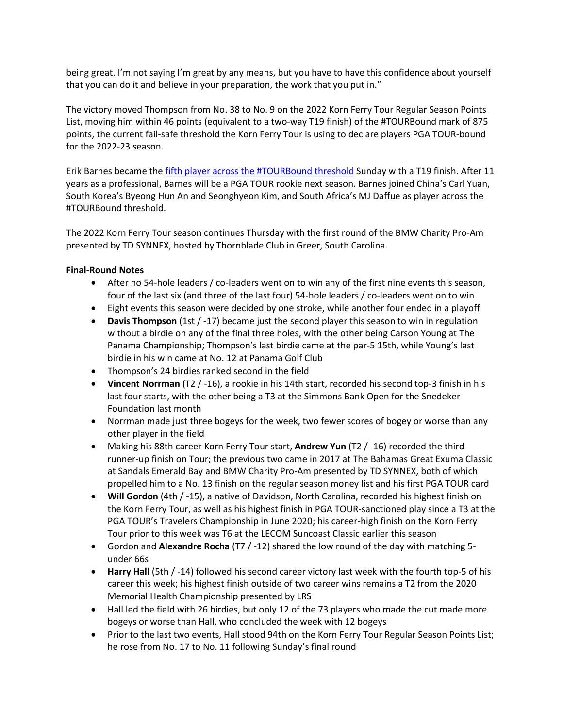being great. I'm not saying I'm great by any means, but you have to have this confidence about yourself that you can do it and believe in your preparation, the work that you put in."

The victory moved Thompson from No. 38 to No. 9 on the 2022 Korn Ferry Tour Regular Season Points List, moving him within 46 points (equivalent to a two-way T19 finish) of the #TOURBound mark of 875 points, the current fail-safe threshold the Korn Ferry Tour is using to declare players PGA TOUR-bound for the 2022-23 season.

Erik Barnes became the fifth player across the #TOURBound threshold Sunday with a T19 finish. After 11 years as a professional, Barnes will be a PGA TOUR rookie next season. Barnes joined China's Carl Yuan, South Korea's Byeong Hun An and Seonghyeon Kim, and South Africa's MJ Daffue as player across the #TOURBound threshold.

The 2022 Korn Ferry Tour season continues Thursday with the first round of the BMW Charity Pro-Am presented by TD SYNNEX, hosted by Thornblade Club in Greer, South Carolina.

**Final-Round Notes**

- After no 54-hole leaders / co-leaders went on to win any of the first nine events this season, four of the last six (and three of the last four) 54-hole leaders / co-leaders went on to win
- Eight events this season were decided by one stroke, while another four ended in a playoff
- **Davis Thompson** (1st / -17) became just the second player this season to win in regulation without a birdie on any of the final three holes, with the other being Carson Young at The Panama Championship; Thompson's last birdie came at the par-5 15th, while Young's last birdie in his win came at No. 12 at Panama Golf Club
- Thompson's 24 birdies ranked second in the field
- **Vincent Norrman** (T2 / -16), a rookie in his 14th start, recorded his second top-3 finish in his last four starts, with the other being a T3 at the Simmons Bank Open for the Snedeker Foundation last month
- Norrman made just three bogeys for the week, two fewer scores of bogey or worse than any other player in the field
- Making his 88th career Korn Ferry Tour start, **Andrew Yun** (T2 / -16) recorded the third runner-up finish on Tour; the previous two came in 2017 at The Bahamas Great Exuma Classic at Sandals Emerald Bay and BMW Charity Pro-Am presented by TD SYNNEX, both of which propelled him to a No. 13 finish on the regular season money list and his first PGA TOUR card
- **Will Gordon** (4th / -15), a native of Davidson, North Carolina, recorded his highest finish on the Korn Ferry Tour, as well as his highest finish in PGA TOUR-sanctioned play since a T3 at the PGA TOUR's Travelers Championship in June 2020; his career-high finish on the Korn Ferry Tour prior to this week was T6 at the LECOM Suncoast Classic earlier this season
- Gordon and **Alexandre Rocha** (T7 / -12) shared the low round of the day with matching 5-under 66s
- **Harry Hall** (5th / -14) followed his second career victory last week with the fourth top-5 of his career this week; his highest finish outside of two career wins remains a T2 from the 2020 Memorial Health Championship presented by LRS
- Hall led the field with 26 birdies, but only 12 of the 73 players who made the cut made more bogeys or worse than Hall, who concluded the week with 12 bogeys
- Prior to the last two events, Hall stood 94th on the Korn Ferry Tour Regular Season Points List; he rose from No. 17 to No. 11 following Sunday's final round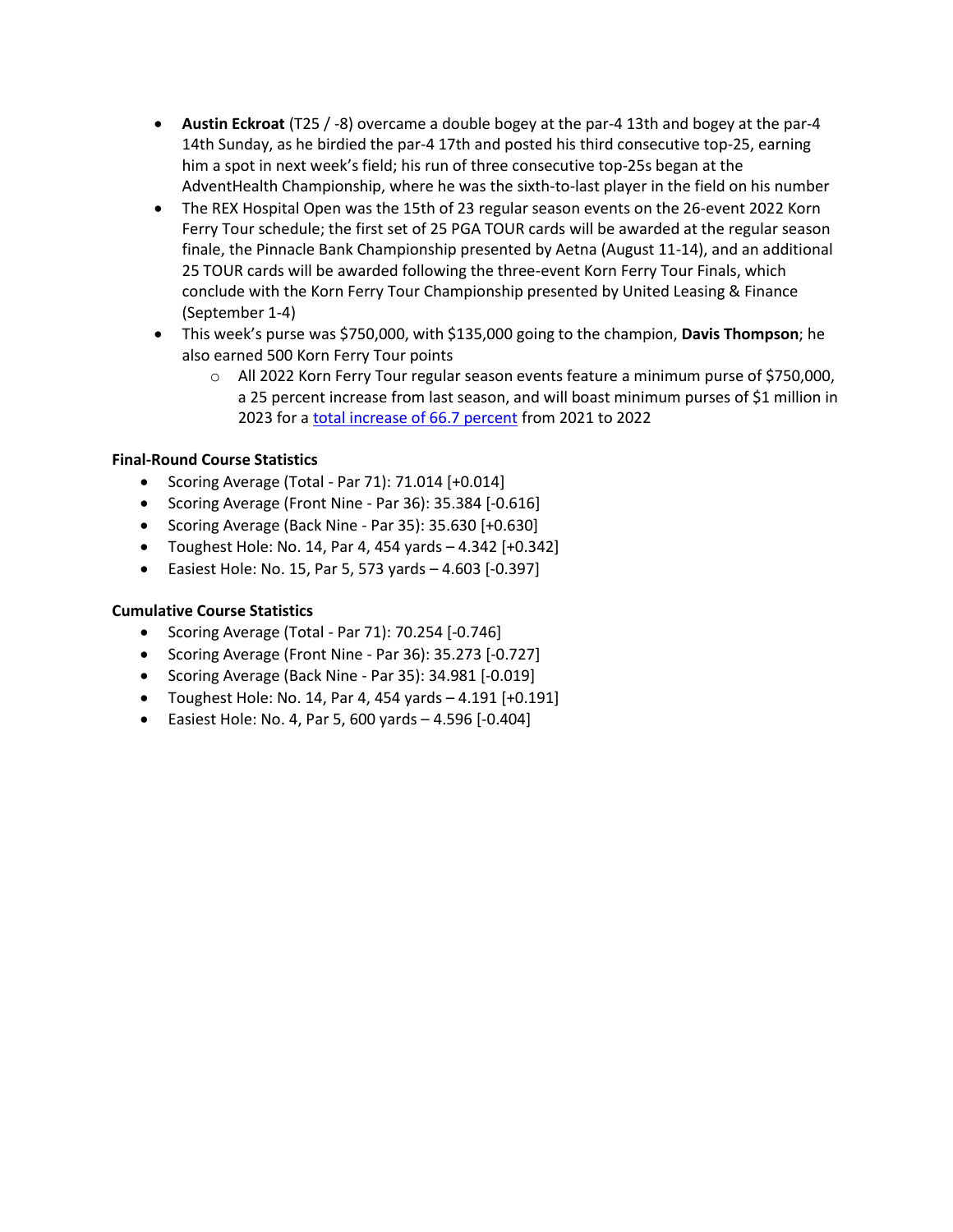- **Austin Eckroat** (T25 / -8) overcame a double bogey at the par-4 13th and bogey at the par-4 14th Sunday, as he birdied the par-4 17th and posted his third consecutive top-25, earning him a spot in next week's field; his run of three consecutive top-25s began at the AdventHealth Championship, where he was the sixth-to-last player in the field on his number
- The REX Hospital Open was the 15th of 23 regular season events on the 26-event 2022 Korn Ferry Tour schedule; the first set of 25 PGA TOUR cards will be awarded at the regular season finale, the Pinnacle Bank Championship presented by Aetna (August 11-14), and an additional 25 TOUR cards will be awarded following the three-event Korn Ferry Tour Finals, which conclude with the Korn Ferry Tour Championship presented by United Leasing & Finance (September 1-4)
- This week's purse was $750,000, with $135,000 going to the champion, **Davis Thompson**; he also earned 500 Korn Ferry Tour points
  - All 2022 Korn Ferry Tour regular season events feature a minimum purse of $750,000, a 25 percent increase from last season, and will boast minimum purses of $1 million in 2023 for a total increase of 66.7 percent from 2021 to 2022

**Final-Round Course Statistics**

- Scoring Average (Total - Par 71): 71.014 [+0.014]
- Scoring Average (Front Nine - Par 36): 35.384 [-0.616]
- Scoring Average (Back Nine - Par 35): 35.630 [+0.630]
- Toughest Hole: No. 14, Par 4, 454 yards – 4.342 [+0.342]
- Easiest Hole: No. 15, Par 5, 573 yards – 4.603 [-0.397]

**Cumulative Course Statistics**

- Scoring Average (Total - Par 71): 70.254 [-0.746]
- Scoring Average (Front Nine - Par 36): 35.273 [-0.727]
- Scoring Average (Back Nine - Par 35): 34.981 [-0.019]
- Toughest Hole: No. 14, Par 4, 454 yards – 4.191 [+0.191]
- Easiest Hole: No. 4, Par 5, 600 yards – 4.596 [-0.404]